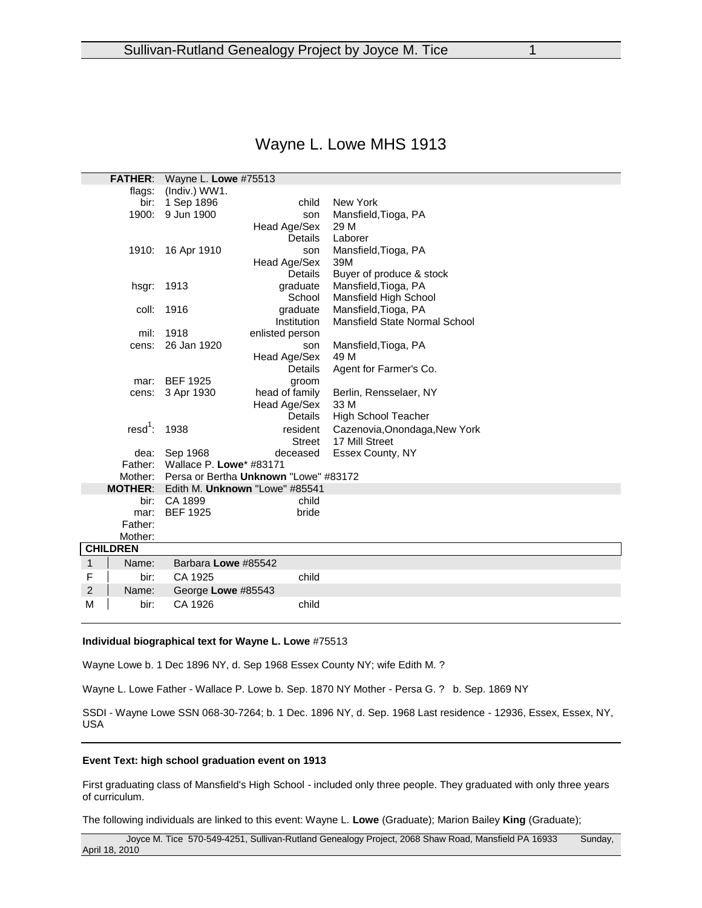# Wayne L. Lowe MHS 1913

| | | | |
|---|---|---|---|
| **FATHER**: | Wayne L. **Lowe** #75513 | | |
| flags: | (Indiv.) WW1. | | |
| bir: | 1 Sep 1896 | child | New York |
| 1900: | 9 Jun 1900 | son | Mansfield,Tioga, PA |
| | | Head Age/Sex | 29 M |
| | | Details | Laborer |
| 1910: | 16 Apr 1910 | son | Mansfield,Tioga, PA |
| | | Head Age/Sex | 39M |
| | | Details | Buyer of produce & stock |
| hsgr: | 1913 | graduate | Mansfield,Tioga, PA |
| | | School | Mansfield High School |
| coll: | 1916 | graduate | Mansfield,Tioga, PA |
| | | Institution | Mansfield State Normal School |
| mil: | 1918 | enlisted person | |
| cens: | 26 Jan 1920 | son | Mansfield,Tioga, PA |
| | | Head Age/Sex | 49 M |
| | | Details | Agent for Farmer's Co. |
| mar: | BEF 1925 | groom | |
| cens: | 3 Apr 1930 | head of family | Berlin, Rensselaer, NY |
| | | Head Age/Sex | 33 M |
| | | Details | High School Teacher |
| resd[1]: | 1938 | resident | Cazenovia,Onondaga,New York |
| | | Street | 17 Mill Street |
| dea: | Sep 1968 | deceased | Essex County, NY |
| Father: | Wallace P. **Lowe*** #83171 | | |
| Mother: | Persa or Bertha **Unknown** "Lowe" #83172 | | |
| **MOTHER**: | Edith M. **Unknown** "Lowe" #85541 | | |
| bir: | CA 1899 | child | |
| mar: | BEF 1925 | bride | |
| Father: | | | |
| Mother: | | | |

**CHILDREN**

| | | | |
|---|---|---|---|
| 1 | Name: | Barbara **Lowe** #85542 | |
| F | bir: | CA 1925 | child |
| 2 | Name: | George **Lowe** #85543 | |
| M | bir: | CA 1926 | child |

**Individual biographical text for Wayne L. Lowe** #75513

Wayne Lowe b. 1 Dec 1896 NY, d. Sep 1968 Essex County NY; wife Edith M. ?

Wayne L. Lowe Father - Wallace P. Lowe b. Sep. 1870 NY Mother - Persa G. ? b. Sep. 1869 NY

SSDI - Wayne Lowe SSN 068-30-7264; b. 1 Dec. 1896 NY, d. Sep. 1968 Last residence - 12936, Essex, Essex, NY, USA

**Event Text: high school graduation event on 1913**

First graduating class of Mansfield's High School - included only three people. They graduated with only three years of curriculum.

The following individuals are linked to this event: Wayne L. **Lowe** (Graduate); Marion Bailey **King** (Graduate);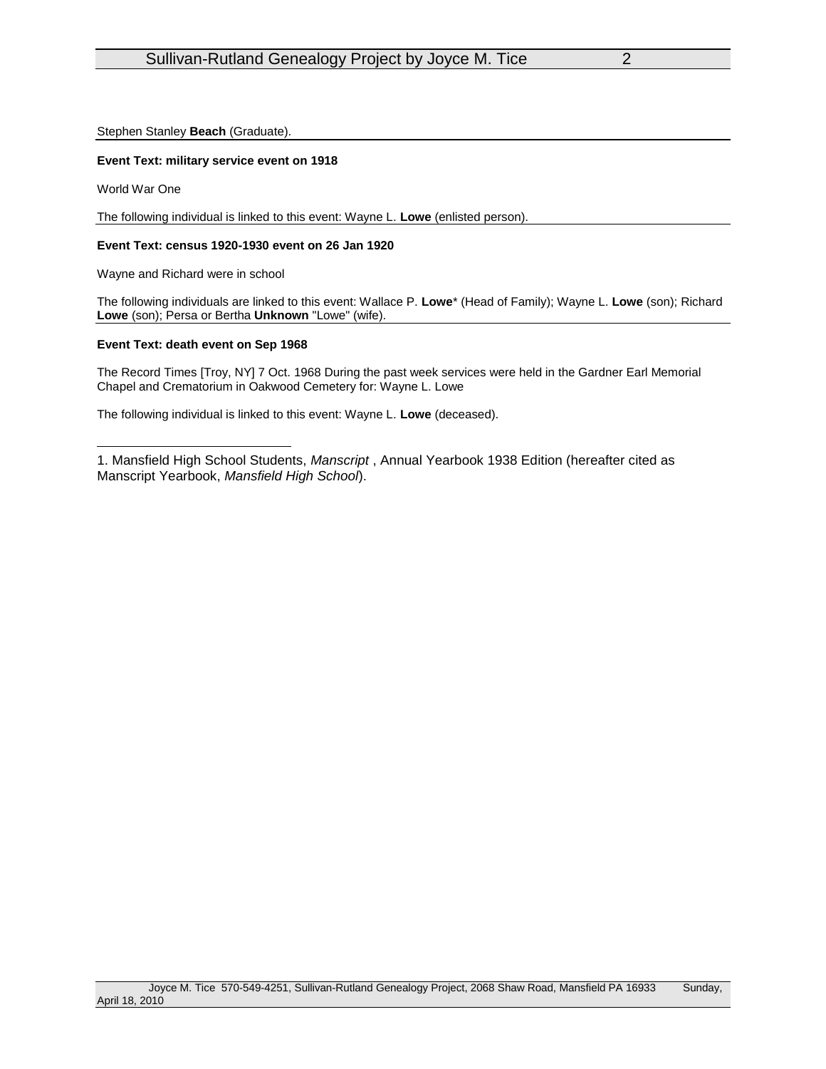Stephen Stanley **Beach** (Graduate).

**Event Text: military service event on 1918**

World War One

The following individual is linked to this event: Wayne L. **Lowe** (enlisted person).

**Event Text: census 1920-1930 event on 26 Jan 1920**

Wayne and Richard were in school

The following individuals are linked to this event: Wallace P. **Lowe*** (Head of Family); Wayne L. **Lowe** (son); Richard **Lowe** (son); Persa or Bertha **Unknown** "Lowe" (wife).

**Event Text: death event on Sep 1968**

The Record Times [Troy, NY] 7 Oct. 1968 During the past week services were held in the Gardner Earl Memorial Chapel and Crematorium in Oakwood Cemetery for: Wayne L. Lowe

The following individual is linked to this event: Wayne L. **Lowe** (deceased).

---

1. Mansfield High School Students, *Manscript* , Annual Yearbook 1938 Edition (hereafter cited as Manscript Yearbook, *Mansfield High School*).